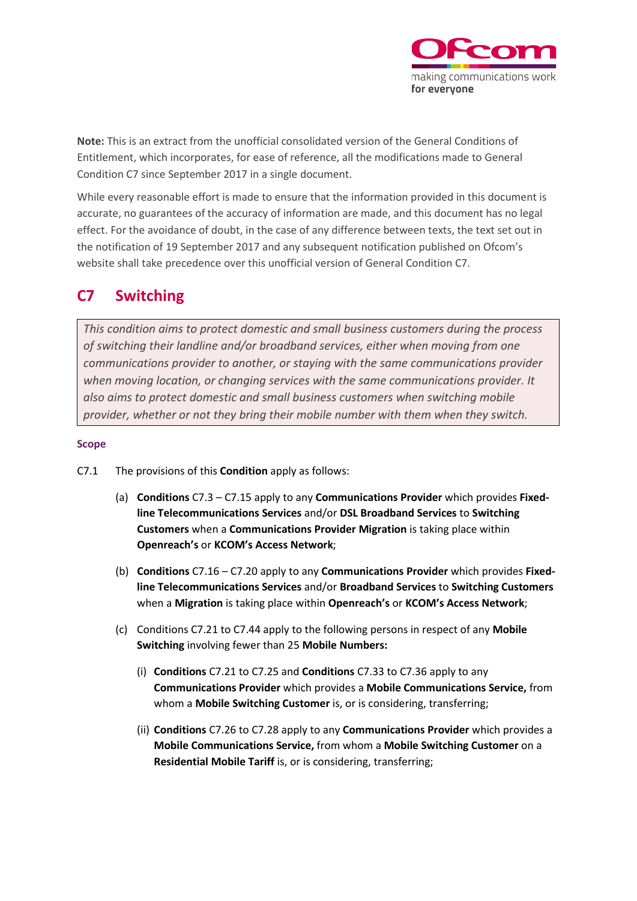**Note:** This is an extract from the unofficial consolidated version of the General Conditions of Entitlement, which incorporates, for ease of reference, all the modifications made to General Condition C7 since September 2017 in a single document.

While every reasonable effort is made to ensure that the information provided in this document is accurate, no guarantees of the accuracy of information are made, and this document has no legal effect. For the avoidance of doubt, in the case of any difference between texts, the text set out in the notification of 19 September 2017 and any subsequent notification published on Ofcom's website shall take precedence over this unofficial version of General Condition C7.

# C7 Switching

*This condition aims to protect domestic and small business customers during the process of switching their landline and/or broadband services, either when moving from one communications provider to another, or staying with the same communications provider when moving location, or changing services with the same communications provider. It also aims to protect domestic and small business customers when switching mobile provider, whether or not they bring their mobile number with them when they switch.*

### Scope

C7.1 The provisions of this **Condition** apply as follows:

(a) **Conditions** C7.3 – C7.15 apply to any **Communications Provider** which provides **Fixed-line Telecommunications Services** and/or **DSL Broadband Services** to **Switching Customers** when a **Communications Provider Migration** is taking place within **Openreach's** or **KCOM's Access Network**;

(b) **Conditions** C7.16 – C7.20 apply to any **Communications Provider** which provides **Fixed-line Telecommunications Services** and/or **Broadband Services** to **Switching Customers** when a **Migration** is taking place within **Openreach's** or **KCOM's Access Network**;

(c) Conditions C7.21 to C7.44 apply to the following persons in respect of any **Mobile Switching** involving fewer than 25 **Mobile Numbers:**

(i) **Conditions** C7.21 to C7.25 and **Conditions** C7.33 to C7.36 apply to any **Communications Provider** which provides a **Mobile Communications Service,** from whom a **Mobile Switching Customer** is, or is considering, transferring;

(ii) **Conditions** C7.26 to C7.28 apply to any **Communications Provider** which provides a **Mobile Communications Service,** from whom a **Mobile Switching Customer** on a **Residential Mobile Tariff** is, or is considering, transferring;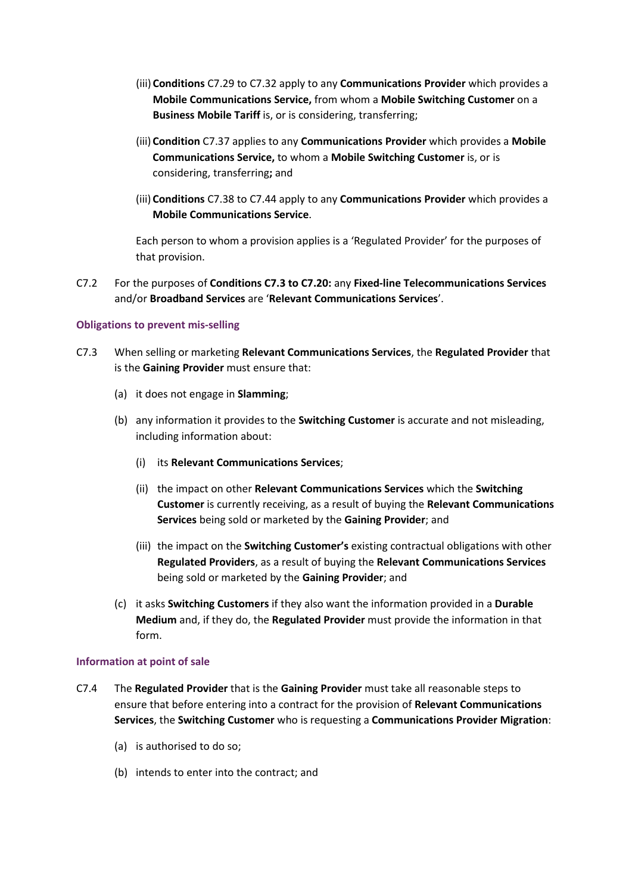(iii) **Conditions** C7.29 to C7.32 apply to any **Communications Provider** which provides a **Mobile Communications Service,** from whom a **Mobile Switching Customer** on a **Business Mobile Tariff** is, or is considering, transferring;

(iii) **Condition** C7.37 applies to any **Communications Provider** which provides a **Mobile Communications Service,** to whom a **Mobile Switching Customer** is, or is considering, transferring**;** and

(iii) **Conditions** C7.38 to C7.44 apply to any **Communications Provider** which provides a **Mobile Communications Service**.

Each person to whom a provision applies is a 'Regulated Provider' for the purposes of that provision.

C7.2 For the purposes of **Conditions C7.3 to C7.20:** any **Fixed-line Telecommunications Services** and/or **Broadband Services** are '**Relevant Communications Services**'.

### Obligations to prevent mis-selling

C7.3 When selling or marketing **Relevant Communications Services**, the **Regulated Provider** that is the **Gaining Provider** must ensure that:

(a) it does not engage in **Slamming**;

(b) any information it provides to the **Switching Customer** is accurate and not misleading, including information about:

(i) its **Relevant Communications Services**;

(ii) the impact on other **Relevant Communications Services** which the **Switching Customer** is currently receiving, as a result of buying the **Relevant Communications Services** being sold or marketed by the **Gaining Provider**; and

(iii) the impact on the **Switching Customer's** existing contractual obligations with other **Regulated Providers**, as a result of buying the **Relevant Communications Services** being sold or marketed by the **Gaining Provider**; and

(c) it asks **Switching Customers** if they also want the information provided in a **Durable Medium** and, if they do, the **Regulated Provider** must provide the information in that form.

### Information at point of sale

C7.4 The **Regulated Provider** that is the **Gaining Provider** must take all reasonable steps to ensure that before entering into a contract for the provision of **Relevant Communications Services**, the **Switching Customer** who is requesting a **Communications Provider Migration**:

(a) is authorised to do so;

(b) intends to enter into the contract; and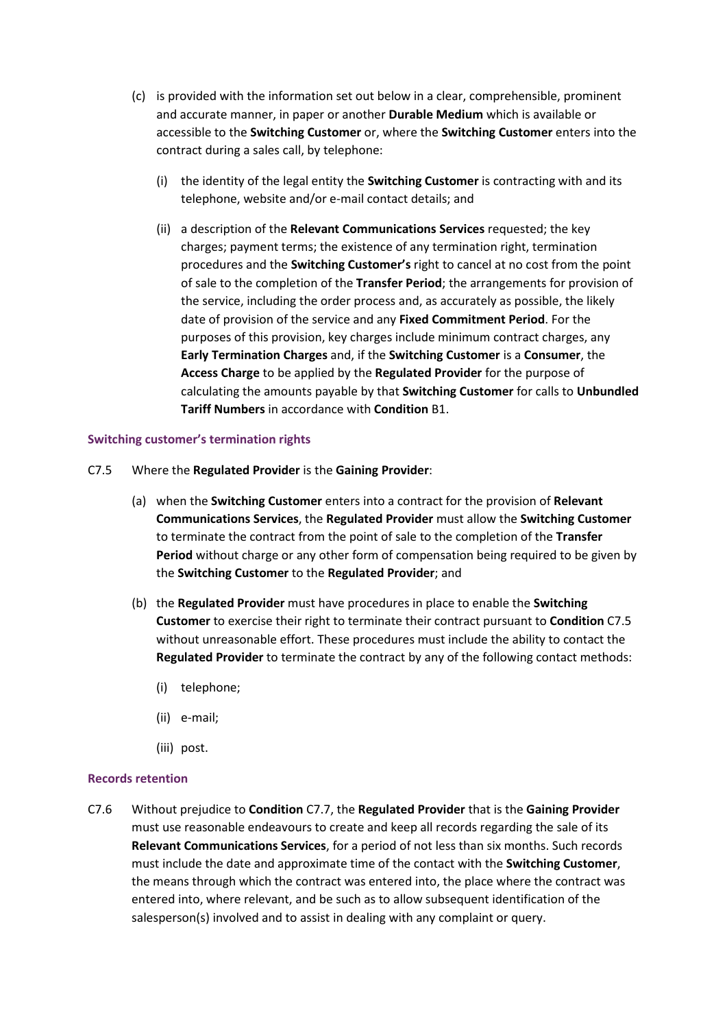(c) is provided with the information set out below in a clear, comprehensible, prominent and accurate manner, in paper or another **Durable Medium** which is available or accessible to the **Switching Customer** or, where the **Switching Customer** enters into the contract during a sales call, by telephone:

   (i) the identity of the legal entity the **Switching Customer** is contracting with and its telephone, website and/or e-mail contact details; and

   (ii) a description of the **Relevant Communications Services** requested; the key charges; payment terms; the existence of any termination right, termination procedures and the **Switching Customer's** right to cancel at no cost from the point of sale to the completion of the **Transfer Period**; the arrangements for provision of the service, including the order process and, as accurately as possible, the likely date of provision of the service and any **Fixed Commitment Period**. For the purposes of this provision, key charges include minimum contract charges, any **Early Termination Charges** and, if the **Switching Customer** is a **Consumer**, the **Access Charge** to be applied by the **Regulated Provider** for the purpose of calculating the amounts payable by that **Switching Customer** for calls to **Unbundled Tariff Numbers** in accordance with **Condition** B1.

#### Switching customer's termination rights

C7.5 Where the **Regulated Provider** is the **Gaining Provider**:

(a) when the **Switching Customer** enters into a contract for the provision of **Relevant Communications Services**, the **Regulated Provider** must allow the **Switching Customer** to terminate the contract from the point of sale to the completion of the **Transfer Period** without charge or any other form of compensation being required to be given by the **Switching Customer** to the **Regulated Provider**; and

(b) the **Regulated Provider** must have procedures in place to enable the **Switching Customer** to exercise their right to terminate their contract pursuant to **Condition** C7.5 without unreasonable effort. These procedures must include the ability to contact the **Regulated Provider** to terminate the contract by any of the following contact methods:

   (i) telephone;

   (ii) e-mail;

   (iii) post.

#### Records retention

C7.6 Without prejudice to **Condition** C7.7, the **Regulated Provider** that is the **Gaining Provider** must use reasonable endeavours to create and keep all records regarding the sale of its **Relevant Communications Services**, for a period of not less than six months. Such records must include the date and approximate time of the contact with the **Switching Customer**, the means through which the contract was entered into, the place where the contract was entered into, where relevant, and be such as to allow subsequent identification of the salesperson(s) involved and to assist in dealing with any complaint or query.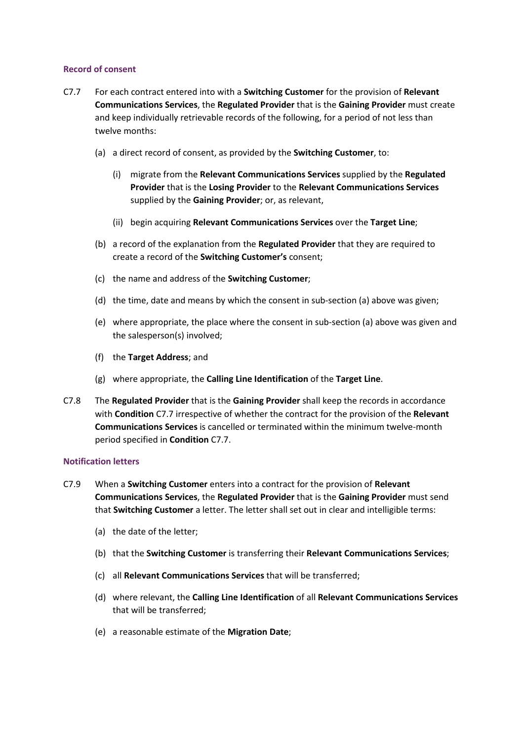#### Record of consent

C7.7 For each contract entered into with a **Switching Customer** for the provision of **Relevant Communications Services**, the **Regulated Provider** that is the **Gaining Provider** must create and keep individually retrievable records of the following, for a period of not less than twelve months:

(a) a direct record of consent, as provided by the **Switching Customer**, to:

(i) migrate from the **Relevant Communications Services** supplied by the **Regulated Provider** that is the **Losing Provider** to the **Relevant Communications Services** supplied by the **Gaining Provider**; or, as relevant,

(ii) begin acquiring **Relevant Communications Services** over the **Target Line**;

(b) a record of the explanation from the **Regulated Provider** that they are required to create a record of the **Switching Customer's** consent;

(c) the name and address of the **Switching Customer**;

(d) the time, date and means by which the consent in sub-section (a) above was given;

(e) where appropriate, the place where the consent in sub-section (a) above was given and the salesperson(s) involved;

(f) the **Target Address**; and

(g) where appropriate, the **Calling Line Identification** of the **Target Line**.

C7.8 The **Regulated Provider** that is the **Gaining Provider** shall keep the records in accordance with **Condition** C7.7 irrespective of whether the contract for the provision of the **Relevant Communications Services** is cancelled or terminated within the minimum twelve-month period specified in **Condition** C7.7.

#### Notification letters

C7.9 When a **Switching Customer** enters into a contract for the provision of **Relevant Communications Services**, the **Regulated Provider** that is the **Gaining Provider** must send that **Switching Customer** a letter. The letter shall set out in clear and intelligible terms:

(a) the date of the letter;

(b) that the **Switching Customer** is transferring their **Relevant Communications Services**;

(c) all **Relevant Communications Services** that will be transferred;

(d) where relevant, the **Calling Line Identification** of all **Relevant Communications Services** that will be transferred;

(e) a reasonable estimate of the **Migration Date**;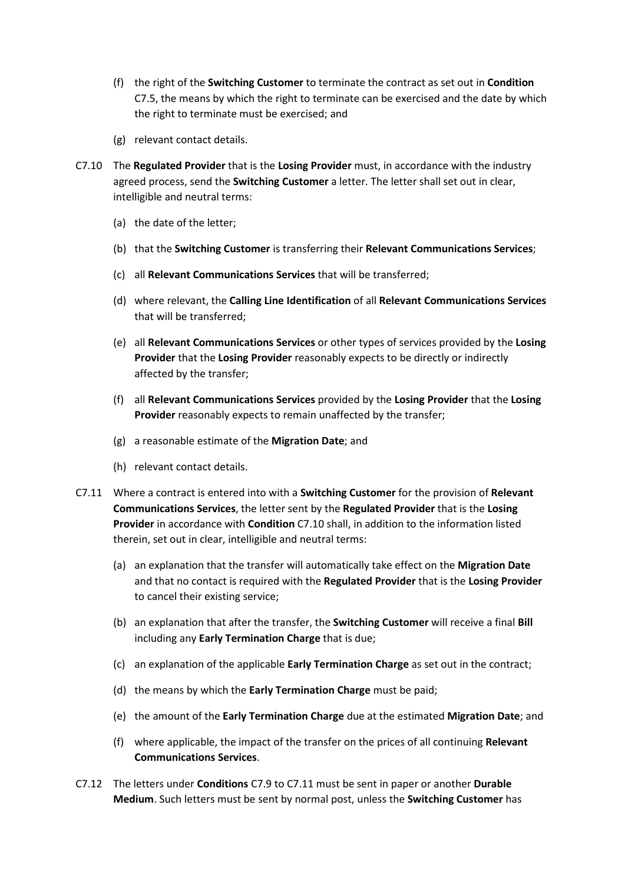(f) the right of the **Switching Customer** to terminate the contract as set out in **Condition** C7.5, the means by which the right to terminate can be exercised and the date by which the right to terminate must be exercised; and

(g) relevant contact details.

C7.10 The **Regulated Provider** that is the **Losing Provider** must, in accordance with the industry agreed process, send the **Switching Customer** a letter. The letter shall set out in clear, intelligible and neutral terms:

(a) the date of the letter;

(b) that the **Switching Customer** is transferring their **Relevant Communications Services**;

(c) all **Relevant Communications Services** that will be transferred;

(d) where relevant, the **Calling Line Identification** of all **Relevant Communications Services** that will be transferred;

(e) all **Relevant Communications Services** or other types of services provided by the **Losing Provider** that the **Losing Provider** reasonably expects to be directly or indirectly affected by the transfer;

(f) all **Relevant Communications Services** provided by the **Losing Provider** that the **Losing Provider** reasonably expects to remain unaffected by the transfer;

(g) a reasonable estimate of the **Migration Date**; and

(h) relevant contact details.

C7.11 Where a contract is entered into with a **Switching Customer** for the provision of **Relevant Communications Services**, the letter sent by the **Regulated Provider** that is the **Losing Provider** in accordance with **Condition** C7.10 shall, in addition to the information listed therein, set out in clear, intelligible and neutral terms:

(a) an explanation that the transfer will automatically take effect on the **Migration Date** and that no contact is required with the **Regulated Provider** that is the **Losing Provider** to cancel their existing service;

(b) an explanation that after the transfer, the **Switching Customer** will receive a final **Bill** including any **Early Termination Charge** that is due;

(c) an explanation of the applicable **Early Termination Charge** as set out in the contract;

(d) the means by which the **Early Termination Charge** must be paid;

(e) the amount of the **Early Termination Charge** due at the estimated **Migration Date**; and

(f) where applicable, the impact of the transfer on the prices of all continuing **Relevant Communications Services**.

C7.12 The letters under **Conditions** C7.9 to C7.11 must be sent in paper or another **Durable Medium**. Such letters must be sent by normal post, unless the **Switching Customer** has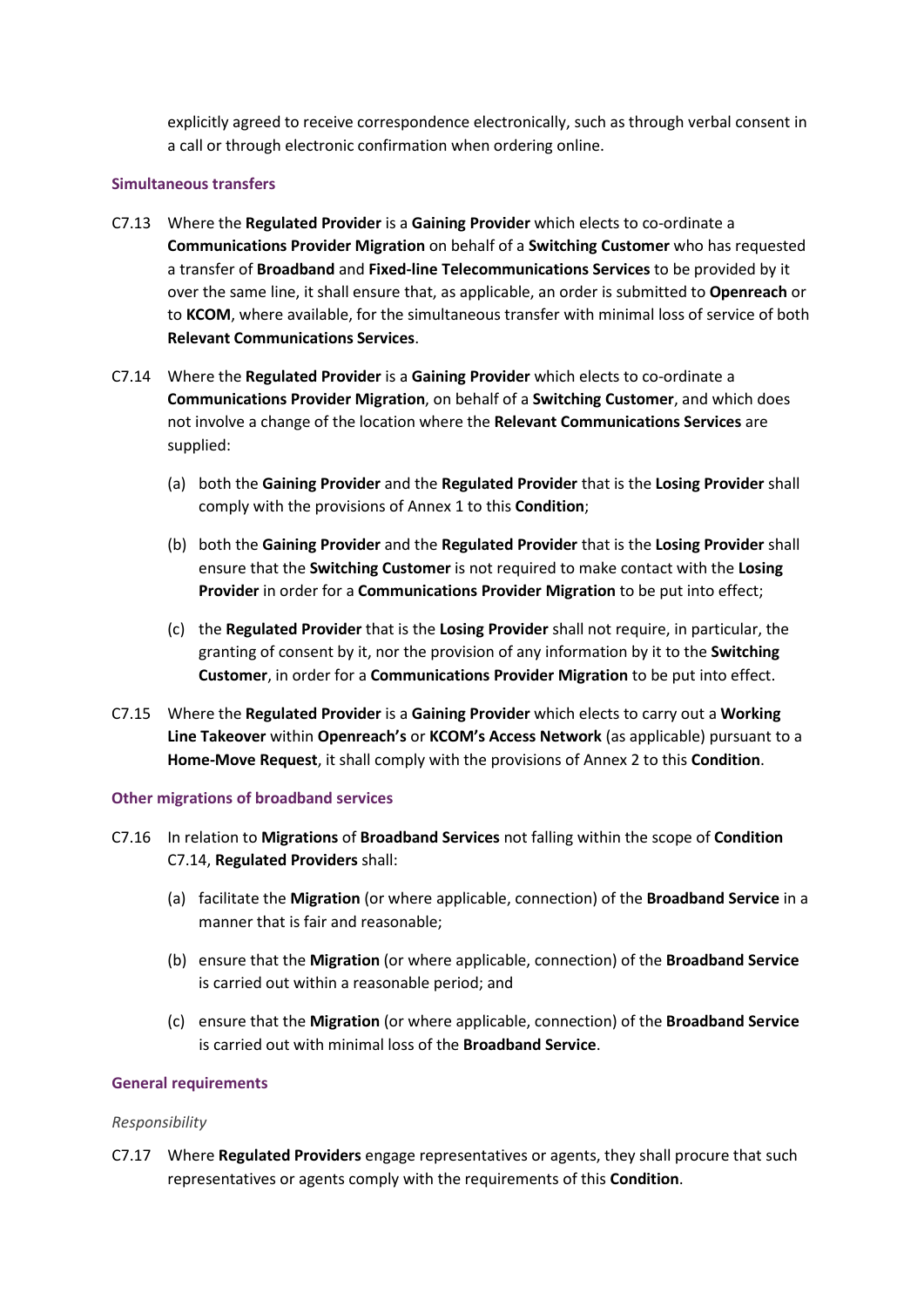explicitly agreed to receive correspondence electronically, such as through verbal consent in a call or through electronic confirmation when ordering online.

### Simultaneous transfers

C7.13 Where the **Regulated Provider** is a **Gaining Provider** which elects to co-ordinate a **Communications Provider Migration** on behalf of a **Switching Customer** who has requested a transfer of **Broadband** and **Fixed-line Telecommunications Services** to be provided by it over the same line, it shall ensure that, as applicable, an order is submitted to **Openreach** or to **KCOM**, where available, for the simultaneous transfer with minimal loss of service of both **Relevant Communications Services**.

C7.14 Where the **Regulated Provider** is a **Gaining Provider** which elects to co-ordinate a **Communications Provider Migration**, on behalf of a **Switching Customer**, and which does not involve a change of the location where the **Relevant Communications Services** are supplied:

(a) both the **Gaining Provider** and the **Regulated Provider** that is the **Losing Provider** shall comply with the provisions of Annex 1 to this **Condition**;

(b) both the **Gaining Provider** and the **Regulated Provider** that is the **Losing Provider** shall ensure that the **Switching Customer** is not required to make contact with the **Losing Provider** in order for a **Communications Provider Migration** to be put into effect;

(c) the **Regulated Provider** that is the **Losing Provider** shall not require, in particular, the granting of consent by it, nor the provision of any information by it to the **Switching Customer**, in order for a **Communications Provider Migration** to be put into effect.

C7.15 Where the **Regulated Provider** is a **Gaining Provider** which elects to carry out a **Working Line Takeover** within **Openreach's** or **KCOM's Access Network** (as applicable) pursuant to a **Home-Move Request**, it shall comply with the provisions of Annex 2 to this **Condition**.

### Other migrations of broadband services

C7.16 In relation to **Migrations** of **Broadband Services** not falling within the scope of **Condition** C7.14, **Regulated Providers** shall:

(a) facilitate the **Migration** (or where applicable, connection) of the **Broadband Service** in a manner that is fair and reasonable;

(b) ensure that the **Migration** (or where applicable, connection) of the **Broadband Service** is carried out within a reasonable period; and

(c) ensure that the **Migration** (or where applicable, connection) of the **Broadband Service** is carried out with minimal loss of the **Broadband Service**.

### General requirements

*Responsibility*

C7.17 Where **Regulated Providers** engage representatives or agents, they shall procure that such representatives or agents comply with the requirements of this **Condition**.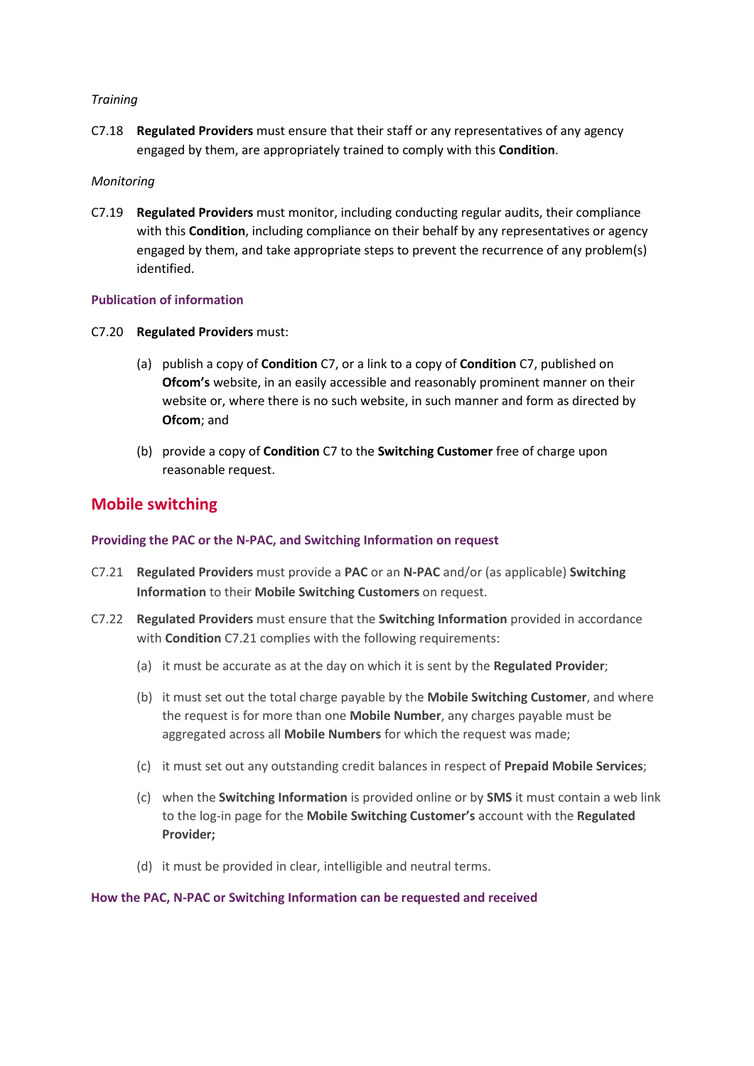*Training*

C7.18 **Regulated Providers** must ensure that their staff or any representatives of any agency engaged by them, are appropriately trained to comply with this **Condition**.

*Monitoring*

C7.19 **Regulated Providers** must monitor, including conducting regular audits, their compliance with this **Condition**, including compliance on their behalf by any representatives or agency engaged by them, and take appropriate steps to prevent the recurrence of any problem(s) identified.

### Publication of information

C7.20 **Regulated Providers** must:

(a) publish a copy of **Condition** C7, or a link to a copy of **Condition** C7, published on **Ofcom's** website, in an easily accessible and reasonably prominent manner on their website or, where there is no such website, in such manner and form as directed by **Ofcom**; and

(b) provide a copy of **Condition** C7 to the **Switching Customer** free of charge upon reasonable request.

## Mobile switching

### Providing the PAC or the N-PAC, and Switching Information on request

C7.21 **Regulated Providers** must provide a **PAC** or an **N-PAC** and/or (as applicable) **Switching Information** to their **Mobile Switching Customers** on request.

C7.22 **Regulated Providers** must ensure that the **Switching Information** provided in accordance with **Condition** C7.21 complies with the following requirements:

(a) it must be accurate as at the day on which it is sent by the **Regulated Provider**;

(b) it must set out the total charge payable by the **Mobile Switching Customer**, and where the request is for more than one **Mobile Number**, any charges payable must be aggregated across all **Mobile Numbers** for which the request was made;

(c) it must set out any outstanding credit balances in respect of **Prepaid Mobile Services**;

(c) when the **Switching Information** is provided online or by **SMS** it must contain a web link to the log-in page for the **Mobile Switching Customer's** account with the **Regulated Provider;**

(d) it must be provided in clear, intelligible and neutral terms.

### How the PAC, N-PAC or Switching Information can be requested and received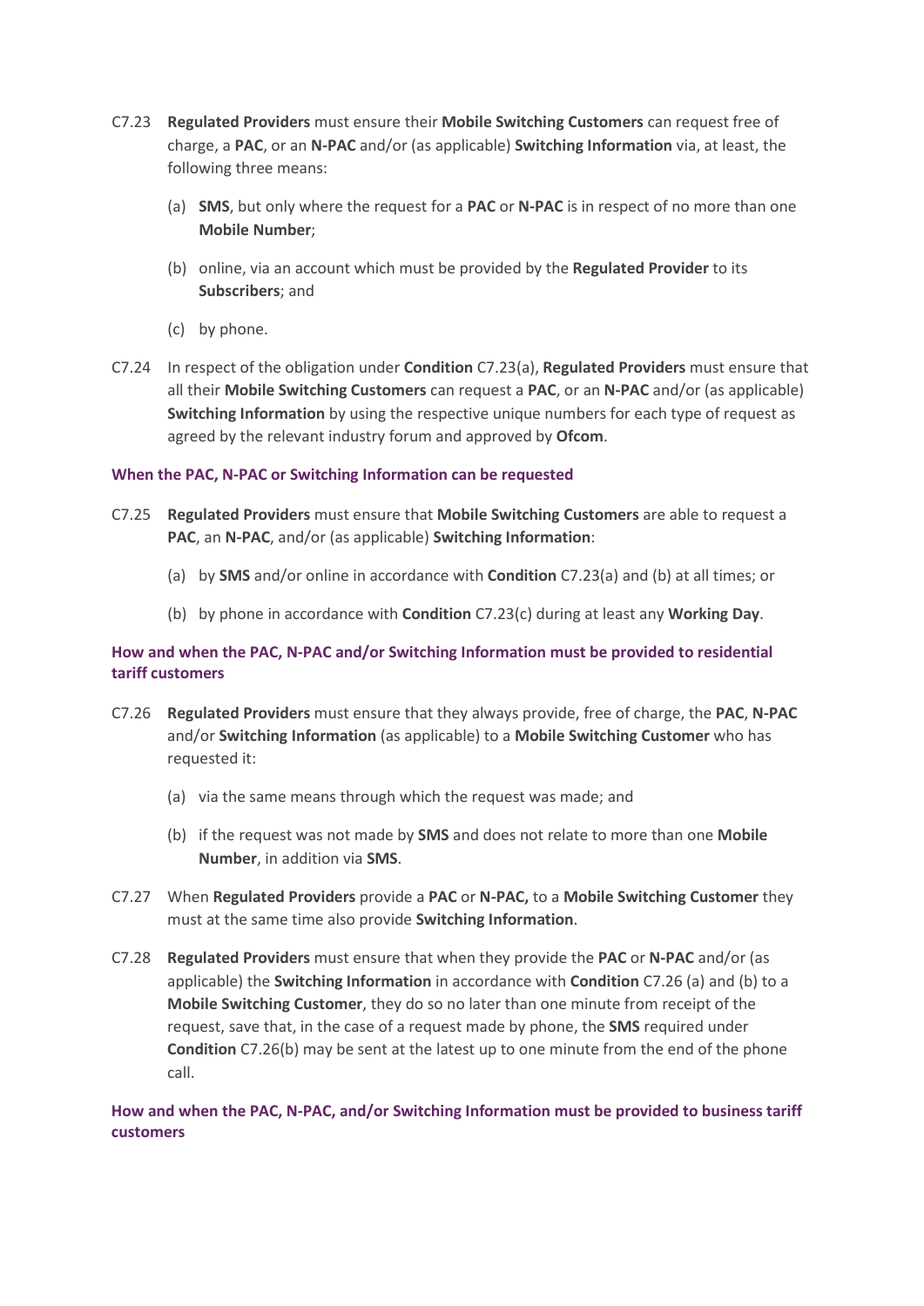C7.23 **Regulated Providers** must ensure their **Mobile Switching Customers** can request free of charge, a **PAC**, or an **N-PAC** and/or (as applicable) **Switching Information** via, at least, the following three means:

(a) **SMS**, but only where the request for a **PAC** or **N-PAC** is in respect of no more than one **Mobile Number**;

(b) online, via an account which must be provided by the **Regulated Provider** to its **Subscribers**; and

(c) by phone.

C7.24 In respect of the obligation under **Condition** C7.23(a), **Regulated Providers** must ensure that all their **Mobile Switching Customers** can request a **PAC**, or an **N-PAC** and/or (as applicable) **Switching Information** by using the respective unique numbers for each type of request as agreed by the relevant industry forum and approved by **Ofcom**.

### When the PAC, N-PAC or Switching Information can be requested

C7.25 **Regulated Providers** must ensure that **Mobile Switching Customers** are able to request a **PAC**, an **N-PAC**, and/or (as applicable) **Switching Information**:

(a) by **SMS** and/or online in accordance with **Condition** C7.23(a) and (b) at all times; or

(b) by phone in accordance with **Condition** C7.23(c) during at least any **Working Day**.

### How and when the PAC, N-PAC and/or Switching Information must be provided to residential tariff customers

C7.26 **Regulated Providers** must ensure that they always provide, free of charge, the **PAC**, **N-PAC** and/or **Switching Information** (as applicable) to a **Mobile Switching Customer** who has requested it:

(a) via the same means through which the request was made; and

(b) if the request was not made by **SMS** and does not relate to more than one **Mobile Number**, in addition via **SMS**.

C7.27 When **Regulated Providers** provide a **PAC** or **N-PAC,** to a **Mobile Switching Customer** they must at the same time also provide **Switching Information**.

C7.28 **Regulated Providers** must ensure that when they provide the **PAC** or **N-PAC** and/or (as applicable) the **Switching Information** in accordance with **Condition** C7.26 (a) and (b) to a **Mobile Switching Customer**, they do so no later than one minute from receipt of the request, save that, in the case of a request made by phone, the **SMS** required under **Condition** C7.26(b) may be sent at the latest up to one minute from the end of the phone call.

### How and when the PAC, N-PAC, and/or Switching Information must be provided to business tariff customers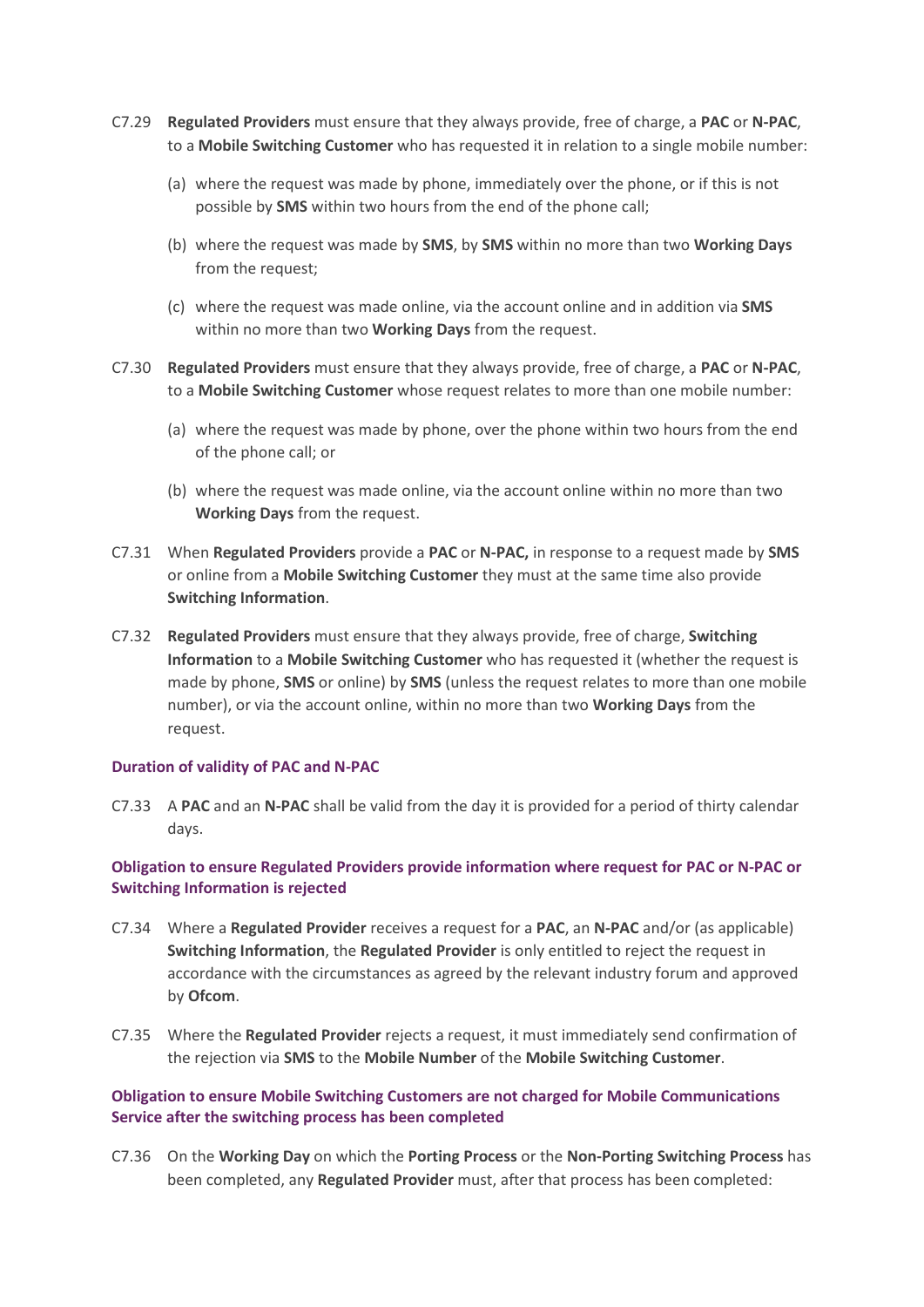C7.29 **Regulated Providers** must ensure that they always provide, free of charge, a **PAC** or **N-PAC**, to a **Mobile Switching Customer** who has requested it in relation to a single mobile number:

(a) where the request was made by phone, immediately over the phone, or if this is not possible by **SMS** within two hours from the end of the phone call;

(b) where the request was made by **SMS**, by **SMS** within no more than two **Working Days** from the request;

(c) where the request was made online, via the account online and in addition via **SMS** within no more than two **Working Days** from the request.

C7.30 **Regulated Providers** must ensure that they always provide, free of charge, a **PAC** or **N-PAC**, to a **Mobile Switching Customer** whose request relates to more than one mobile number:

(a) where the request was made by phone, over the phone within two hours from the end of the phone call; or

(b) where the request was made online, via the account online within no more than two **Working Days** from the request.

C7.31 When **Regulated Providers** provide a **PAC** or **N-PAC,** in response to a request made by **SMS** or online from a **Mobile Switching Customer** they must at the same time also provide **Switching Information**.

C7.32 **Regulated Providers** must ensure that they always provide, free of charge, **Switching Information** to a **Mobile Switching Customer** who has requested it (whether the request is made by phone, **SMS** or online) by **SMS** (unless the request relates to more than one mobile number), or via the account online, within no more than two **Working Days** from the request.

#### Duration of validity of PAC and N-PAC

C7.33 A **PAC** and an **N-PAC** shall be valid from the day it is provided for a period of thirty calendar days.

#### Obligation to ensure Regulated Providers provide information where request for PAC or N-PAC or Switching Information is rejected

C7.34 Where a **Regulated Provider** receives a request for a **PAC**, an **N-PAC** and/or (as applicable) **Switching Information**, the **Regulated Provider** is only entitled to reject the request in accordance with the circumstances as agreed by the relevant industry forum and approved by **Ofcom**.

C7.35 Where the **Regulated Provider** rejects a request, it must immediately send confirmation of the rejection via **SMS** to the **Mobile Number** of the **Mobile Switching Customer**.

#### Obligation to ensure Mobile Switching Customers are not charged for Mobile Communications Service after the switching process has been completed

C7.36 On the **Working Day** on which the **Porting Process** or the **Non-Porting Switching Process** has been completed, any **Regulated Provider** must, after that process has been completed: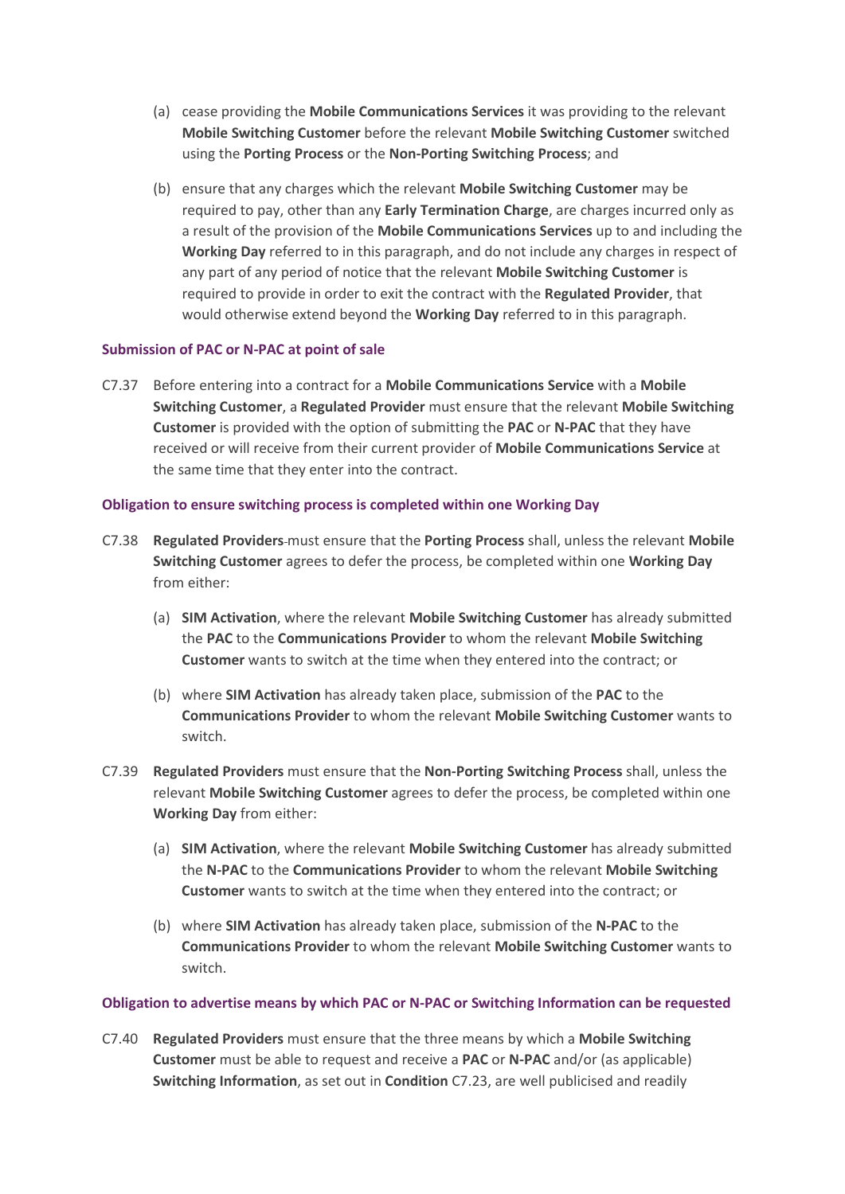(a) cease providing the **Mobile Communications Services** it was providing to the relevant **Mobile Switching Customer** before the relevant **Mobile Switching Customer** switched using the **Porting Process** or the **Non-Porting Switching Process**; and

(b) ensure that any charges which the relevant **Mobile Switching Customer** may be required to pay, other than any **Early Termination Charge**, are charges incurred only as a result of the provision of the **Mobile Communications Services** up to and including the **Working Day** referred to in this paragraph, and do not include any charges in respect of any part of any period of notice that the relevant **Mobile Switching Customer** is required to provide in order to exit the contract with the **Regulated Provider**, that would otherwise extend beyond the **Working Day** referred to in this paragraph.

#### Submission of PAC or N-PAC at point of sale

C7.37 Before entering into a contract for a **Mobile Communications Service** with a **Mobile Switching Customer**, a **Regulated Provider** must ensure that the relevant **Mobile Switching Customer** is provided with the option of submitting the **PAC** or **N-PAC** that they have received or will receive from their current provider of **Mobile Communications Service** at the same time that they enter into the contract.

#### Obligation to ensure switching process is completed within one Working Day

C7.38 **Regulated Providers** must ensure that the **Porting Process** shall, unless the relevant **Mobile Switching Customer** agrees to defer the process, be completed within one **Working Day** from either:

(a) **SIM Activation**, where the relevant **Mobile Switching Customer** has already submitted the **PAC** to the **Communications Provider** to whom the relevant **Mobile Switching Customer** wants to switch at the time when they entered into the contract; or

(b) where **SIM Activation** has already taken place, submission of the **PAC** to the **Communications Provider** to whom the relevant **Mobile Switching Customer** wants to switch.

C7.39 **Regulated Providers** must ensure that the **Non-Porting Switching Process** shall, unless the relevant **Mobile Switching Customer** agrees to defer the process, be completed within one **Working Day** from either:

(a) **SIM Activation**, where the relevant **Mobile Switching Customer** has already submitted the **N-PAC** to the **Communications Provider** to whom the relevant **Mobile Switching Customer** wants to switch at the time when they entered into the contract; or

(b) where **SIM Activation** has already taken place, submission of the **N-PAC** to the **Communications Provider** to whom the relevant **Mobile Switching Customer** wants to switch.

#### Obligation to advertise means by which PAC or N-PAC or Switching Information can be requested

C7.40 **Regulated Providers** must ensure that the three means by which a **Mobile Switching Customer** must be able to request and receive a **PAC** or **N-PAC** and/or (as applicable) **Switching Information**, as set out in **Condition** C7.23, are well publicised and readily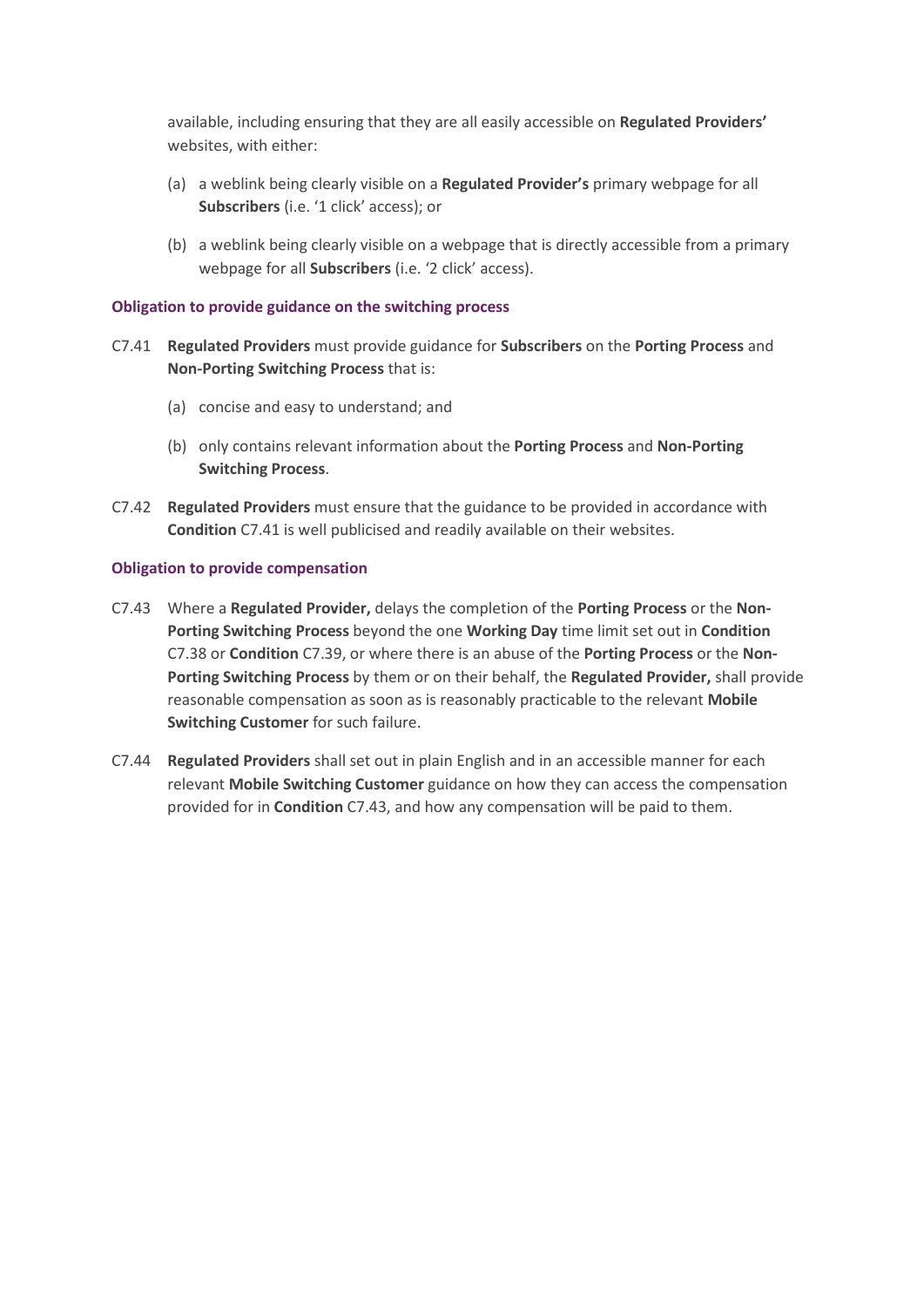available, including ensuring that they are all easily accessible on **Regulated Providers'** websites, with either:

(a) a weblink being clearly visible on a **Regulated Provider's** primary webpage for all **Subscribers** (i.e. '1 click' access); or

(b) a weblink being clearly visible on a webpage that is directly accessible from a primary webpage for all **Subscribers** (i.e. '2 click' access).

#### Obligation to provide guidance on the switching process

C7.41 **Regulated Providers** must provide guidance for **Subscribers** on the **Porting Process** and **Non-Porting Switching Process** that is:

(a) concise and easy to understand; and

(b) only contains relevant information about the **Porting Process** and **Non-Porting Switching Process**.

C7.42 **Regulated Providers** must ensure that the guidance to be provided in accordance with **Condition** C7.41 is well publicised and readily available on their websites.

#### Obligation to provide compensation

C7.43 Where a **Regulated Provider,** delays the completion of the **Porting Process** or the **Non-Porting Switching Process** beyond the one **Working Day** time limit set out in **Condition** C7.38 or **Condition** C7.39, or where there is an abuse of the **Porting Process** or the **Non-Porting Switching Process** by them or on their behalf, the **Regulated Provider,** shall provide reasonable compensation as soon as is reasonably practicable to the relevant **Mobile Switching Customer** for such failure.

C7.44 **Regulated Providers** shall set out in plain English and in an accessible manner for each relevant **Mobile Switching Customer** guidance on how they can access the compensation provided for in **Condition** C7.43, and how any compensation will be paid to them.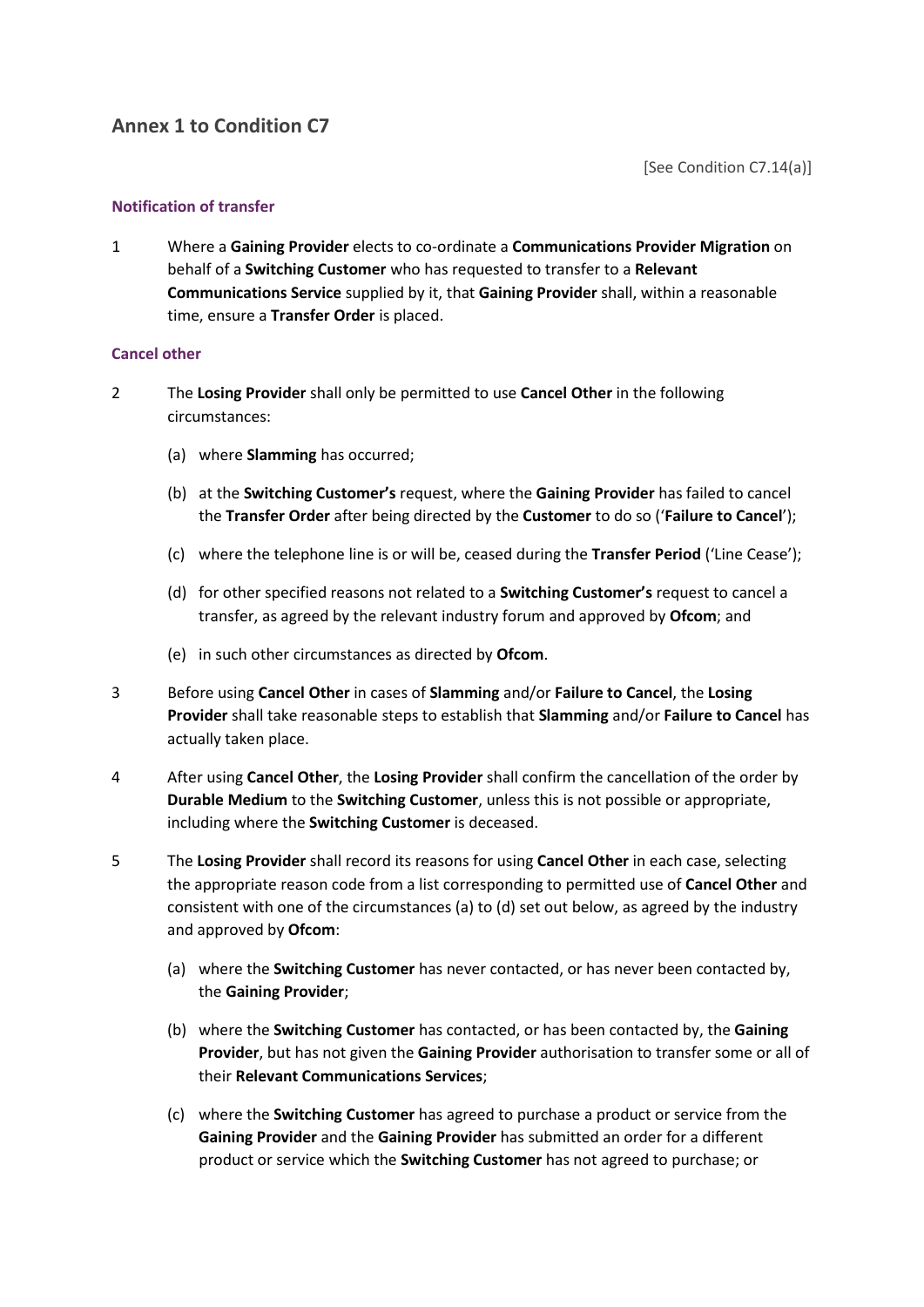## Annex 1 to Condition C7

[See Condition C7.14(a)]

### Notification of transfer

1 Where a **Gaining Provider** elects to co-ordinate a **Communications Provider Migration** on behalf of a **Switching Customer** who has requested to transfer to a **Relevant Communications Service** supplied by it, that **Gaining Provider** shall, within a reasonable time, ensure a **Transfer Order** is placed.

### Cancel other

2 The **Losing Provider** shall only be permitted to use **Cancel Other** in the following circumstances:

(a) where **Slamming** has occurred;

(b) at the **Switching Customer's** request, where the **Gaining Provider** has failed to cancel the **Transfer Order** after being directed by the **Customer** to do so ('**Failure to Cancel**');

(c) where the telephone line is or will be, ceased during the **Transfer Period** ('Line Cease');

(d) for other specified reasons not related to a **Switching Customer's** request to cancel a transfer, as agreed by the relevant industry forum and approved by **Ofcom**; and

(e) in such other circumstances as directed by **Ofcom**.

3 Before using **Cancel Other** in cases of **Slamming** and/or **Failure to Cancel**, the **Losing Provider** shall take reasonable steps to establish that **Slamming** and/or **Failure to Cancel** has actually taken place.

4 After using **Cancel Other**, the **Losing Provider** shall confirm the cancellation of the order by **Durable Medium** to the **Switching Customer**, unless this is not possible or appropriate, including where the **Switching Customer** is deceased.

5 The **Losing Provider** shall record its reasons for using **Cancel Other** in each case, selecting the appropriate reason code from a list corresponding to permitted use of **Cancel Other** and consistent with one of the circumstances (a) to (d) set out below, as agreed by the industry and approved by **Ofcom**:

(a) where the **Switching Customer** has never contacted, or has never been contacted by, the **Gaining Provider**;

(b) where the **Switching Customer** has contacted, or has been contacted by, the **Gaining Provider**, but has not given the **Gaining Provider** authorisation to transfer some or all of their **Relevant Communications Services**;

(c) where the **Switching Customer** has agreed to purchase a product or service from the **Gaining Provider** and the **Gaining Provider** has submitted an order for a different product or service which the **Switching Customer** has not agreed to purchase; or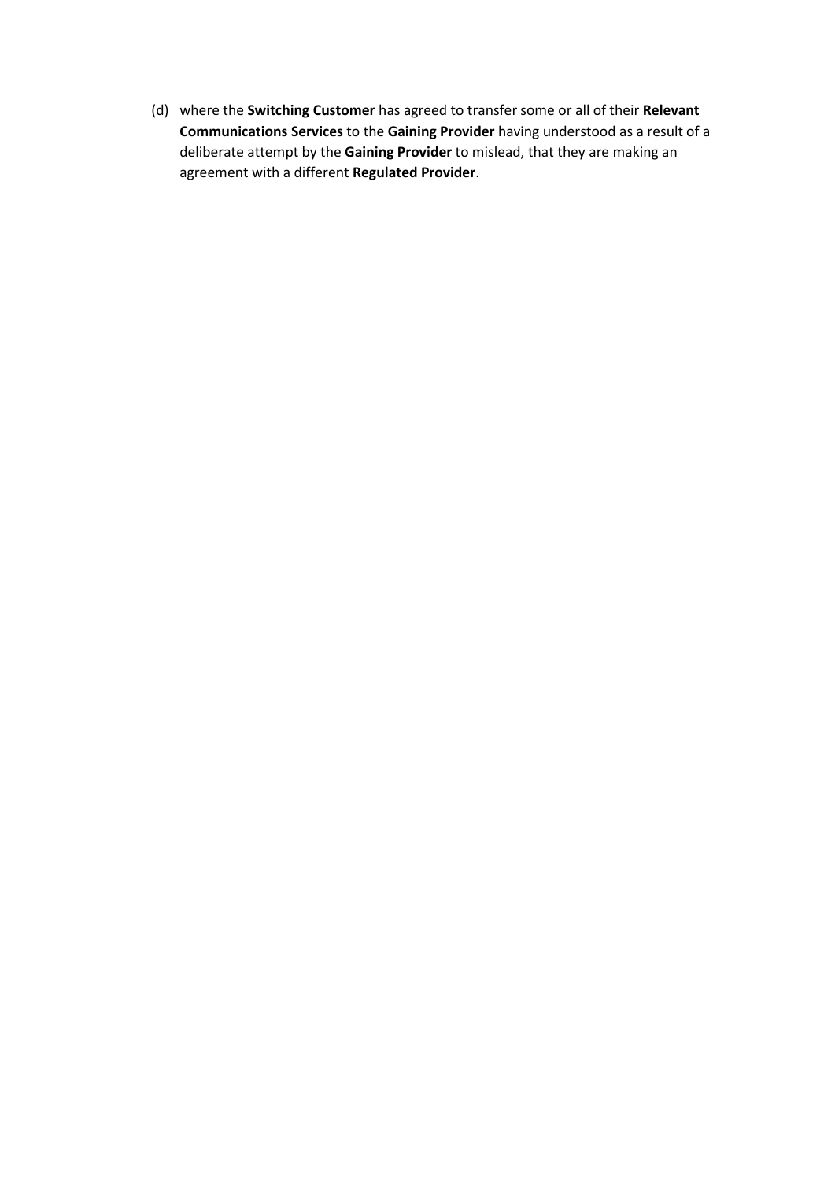(d) where the **Switching Customer** has agreed to transfer some or all of their **Relevant Communications Services** to the **Gaining Provider** having understood as a result of a deliberate attempt by the **Gaining Provider** to mislead, that they are making an agreement with a different **Regulated Provider**.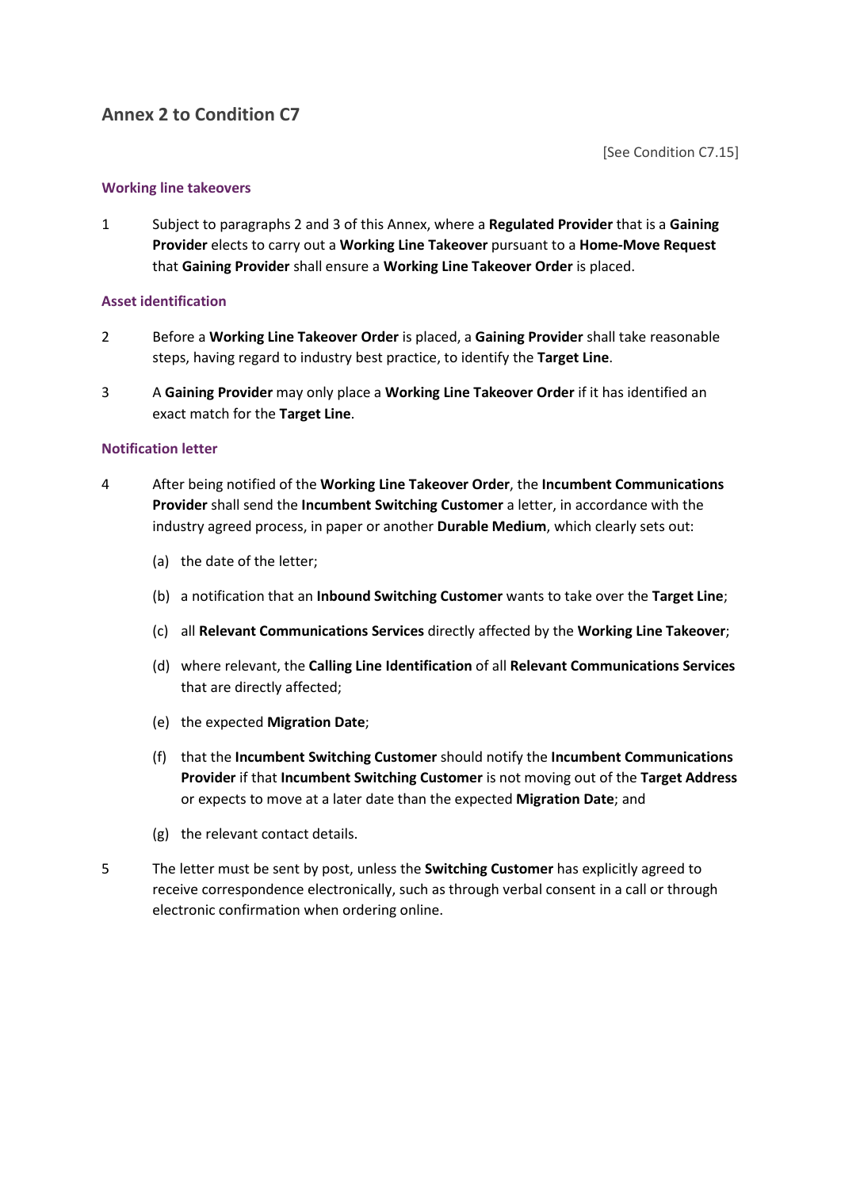## Annex 2 to Condition C7

[See Condition C7.15]

### Working line takeovers

1 Subject to paragraphs 2 and 3 of this Annex, where a **Regulated Provider** that is a **Gaining Provider** elects to carry out a **Working Line Takeover** pursuant to a **Home-Move Request** that **Gaining Provider** shall ensure a **Working Line Takeover Order** is placed.

### Asset identification

2 Before a **Working Line Takeover Order** is placed, a **Gaining Provider** shall take reasonable steps, having regard to industry best practice, to identify the **Target Line**.

3 A **Gaining Provider** may only place a **Working Line Takeover Order** if it has identified an exact match for the **Target Line**.

### Notification letter

4 After being notified of the **Working Line Takeover Order**, the **Incumbent Communications Provider** shall send the **Incumbent Switching Customer** a letter, in accordance with the industry agreed process, in paper or another **Durable Medium**, which clearly sets out:

(a) the date of the letter;

(b) a notification that an **Inbound Switching Customer** wants to take over the **Target Line**;

(c) all **Relevant Communications Services** directly affected by the **Working Line Takeover**;

(d) where relevant, the **Calling Line Identification** of all **Relevant Communications Services** that are directly affected;

(e) the expected **Migration Date**;

(f) that the **Incumbent Switching Customer** should notify the **Incumbent Communications Provider** if that **Incumbent Switching Customer** is not moving out of the **Target Address** or expects to move at a later date than the expected **Migration Date**; and

(g) the relevant contact details.

5 The letter must be sent by post, unless the **Switching Customer** has explicitly agreed to receive correspondence electronically, such as through verbal consent in a call or through electronic confirmation when ordering online.